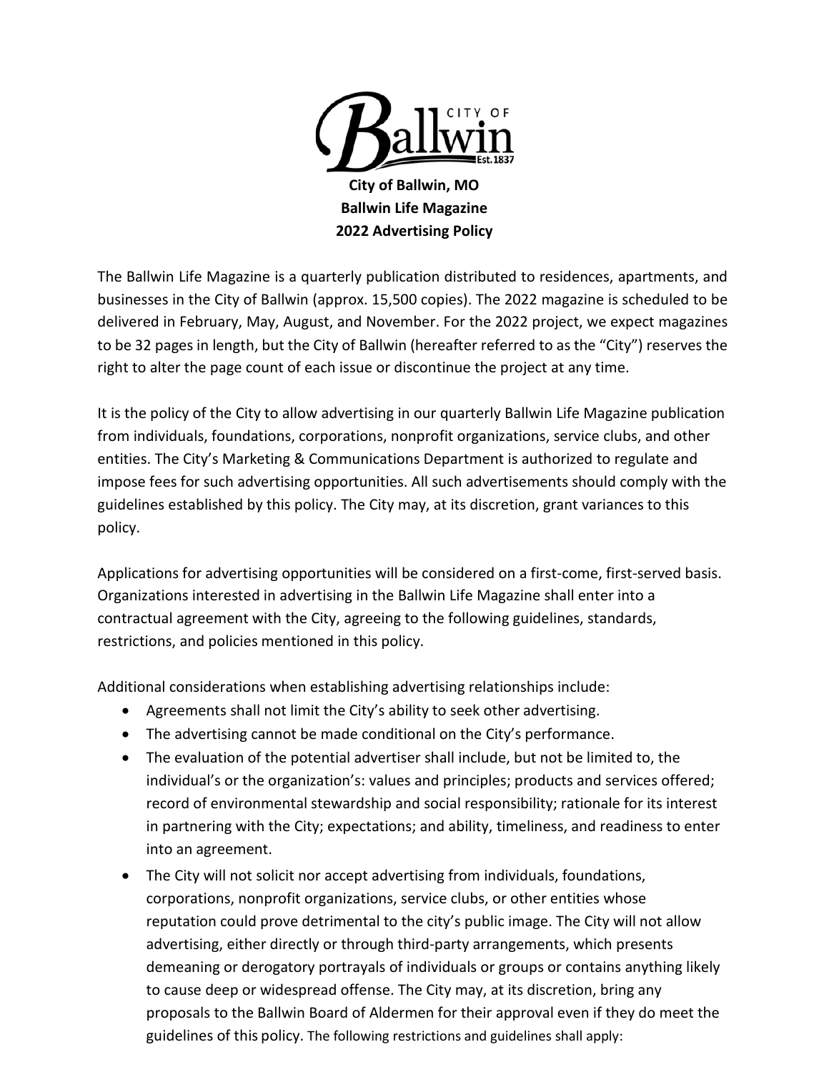**City of Ballwin, MO**
**Ballwin Life Magazine**
**2022 Advertising Policy**

The Ballwin Life Magazine is a quarterly publication distributed to residences, apartments, and businesses in the City of Ballwin (approx. 15,500 copies). The 2022 magazine is scheduled to be delivered in February, May, August, and November. For the 2022 project, we expect magazines to be 32 pages in length, but the City of Ballwin (hereafter referred to as the "City") reserves the right to alter the page count of each issue or discontinue the project at any time.

It is the policy of the City to allow advertising in our quarterly Ballwin Life Magazine publication from individuals, foundations, corporations, nonprofit organizations, service clubs, and other entities. The City's Marketing & Communications Department is authorized to regulate and impose fees for such advertising opportunities. All such advertisements should comply with the guidelines established by this policy. The City may, at its discretion, grant variances to this policy.

Applications for advertising opportunities will be considered on a first-come, first-served basis. Organizations interested in advertising in the Ballwin Life Magazine shall enter into a contractual agreement with the City, agreeing to the following guidelines, standards, restrictions, and policies mentioned in this policy.

Additional considerations when establishing advertising relationships include:

- Agreements shall not limit the City's ability to seek other advertising.
- The advertising cannot be made conditional on the City's performance.
- The evaluation of the potential advertiser shall include, but not be limited to, the individual's or the organization's: values and principles; products and services offered; record of environmental stewardship and social responsibility; rationale for its interest in partnering with the City; expectations; and ability, timeliness, and readiness to enter into an agreement.
- The City will not solicit nor accept advertising from individuals, foundations, corporations, nonprofit organizations, service clubs, or other entities whose reputation could prove detrimental to the city's public image. The City will not allow advertising, either directly or through third-party arrangements, which presents demeaning or derogatory portrayals of individuals or groups or contains anything likely to cause deep or widespread offense. The City may, at its discretion, bring any proposals to the Ballwin Board of Aldermen for their approval even if they do meet the guidelines of this policy. The following restrictions and guidelines shall apply: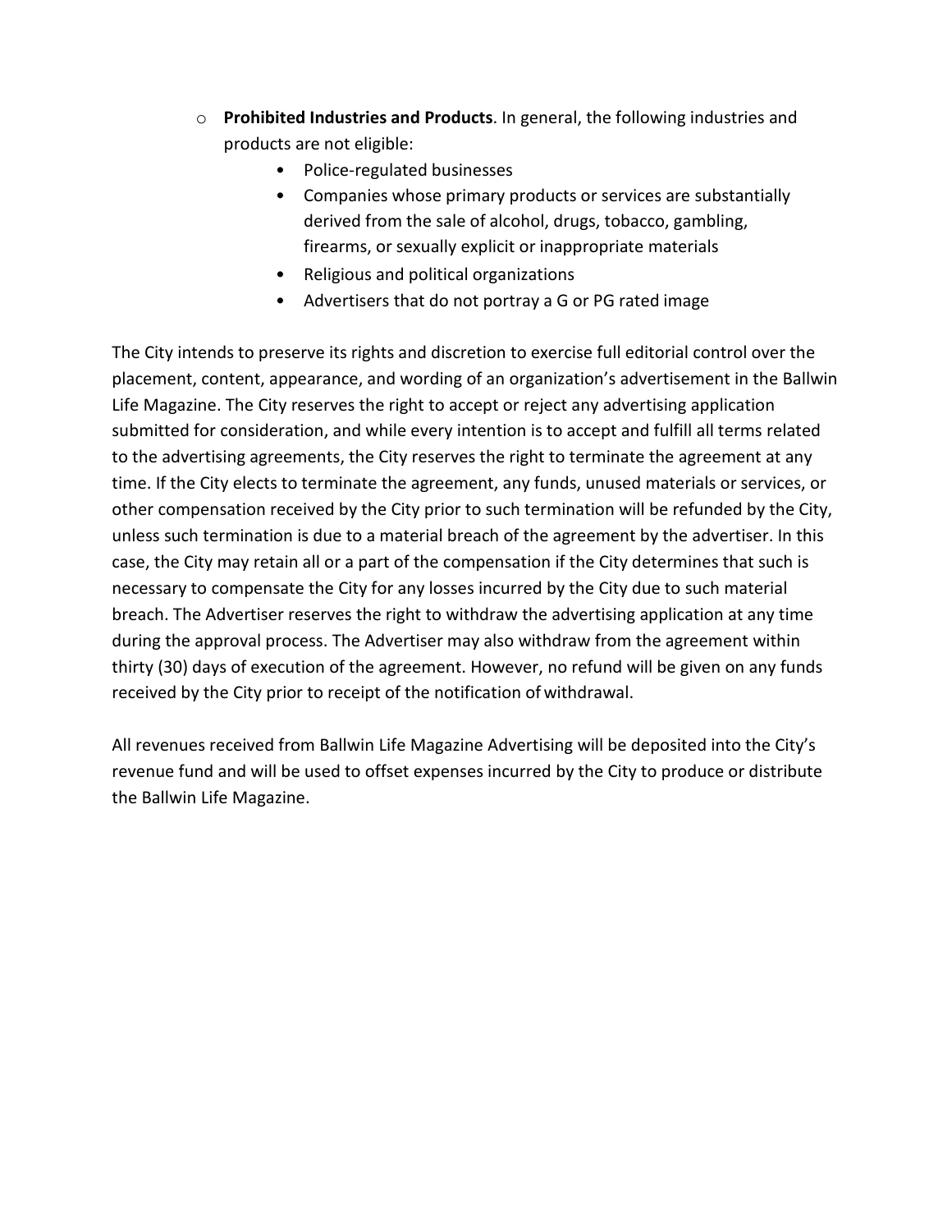- **Prohibited Industries and Products**. In general, the following industries and products are not eligible:
    - Police-regulated businesses
    - Companies whose primary products or services are substantially derived from the sale of alcohol, drugs, tobacco, gambling, firearms, or sexually explicit or inappropriate materials
    - Religious and political organizations
    - Advertisers that do not portray a G or PG rated image

The City intends to preserve its rights and discretion to exercise full editorial control over the placement, content, appearance, and wording of an organization's advertisement in the Ballwin Life Magazine. The City reserves the right to accept or reject any advertising application submitted for consideration, and while every intention is to accept and fulfill all terms related to the advertising agreements, the City reserves the right to terminate the agreement at any time. If the City elects to terminate the agreement, any funds, unused materials or services, or other compensation received by the City prior to such termination will be refunded by the City, unless such termination is due to a material breach of the agreement by the advertiser. In this case, the City may retain all or a part of the compensation if the City determines that such is necessary to compensate the City for any losses incurred by the City due to such material breach. The Advertiser reserves the right to withdraw the advertising application at any time during the approval process. The Advertiser may also withdraw from the agreement within thirty (30) days of execution of the agreement. However, no refund will be given on any funds received by the City prior to receipt of the notification of withdrawal.

All revenues received from Ballwin Life Magazine Advertising will be deposited into the City's revenue fund and will be used to offset expenses incurred by the City to produce or distribute the Ballwin Life Magazine.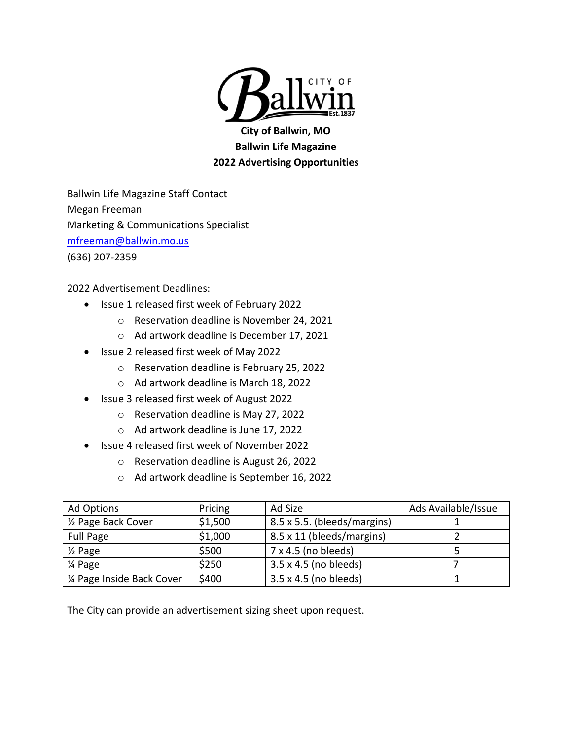**City of Ballwin, MO**
**Ballwin Life Magazine**
**2022 Advertising Opportunities**

Ballwin Life Magazine Staff Contact
Megan Freeman
Marketing & Communications Specialist
mfreeman@ballwin.mo.us
(636) 207-2359

2022 Advertisement Deadlines:

- Issue 1 released first week of February 2022
    - Reservation deadline is November 24, 2021
    - Ad artwork deadline is December 17, 2021
- Issue 2 released first week of May 2022
    - Reservation deadline is February 25, 2022
    - Ad artwork deadline is March 18, 2022
- Issue 3 released first week of August 2022
    - Reservation deadline is May 27, 2022
    - Ad artwork deadline is June 17, 2022
- Issue 4 released first week of November 2022
    - Reservation deadline is August 26, 2022
    - Ad artwork deadline is September 16, 2022

| Ad Options | Pricing | Ad Size | Ads Available/Issue |
|---|---|---|---|
| ½ Page Back Cover | $1,500 | 8.5 x 5.5. (bleeds/margins) | 1 |
| Full Page | $1,000 | 8.5 x 11 (bleeds/margins) | 2 |
| ½ Page | $500 | 7 x 4.5 (no bleeds) | 5 |
| ¼ Page | $250 | 3.5 x 4.5 (no bleeds) | 7 |
| ¼ Page Inside Back Cover | $400 | 3.5 x 4.5 (no bleeds) | 1 |

The City can provide an advertisement sizing sheet upon request.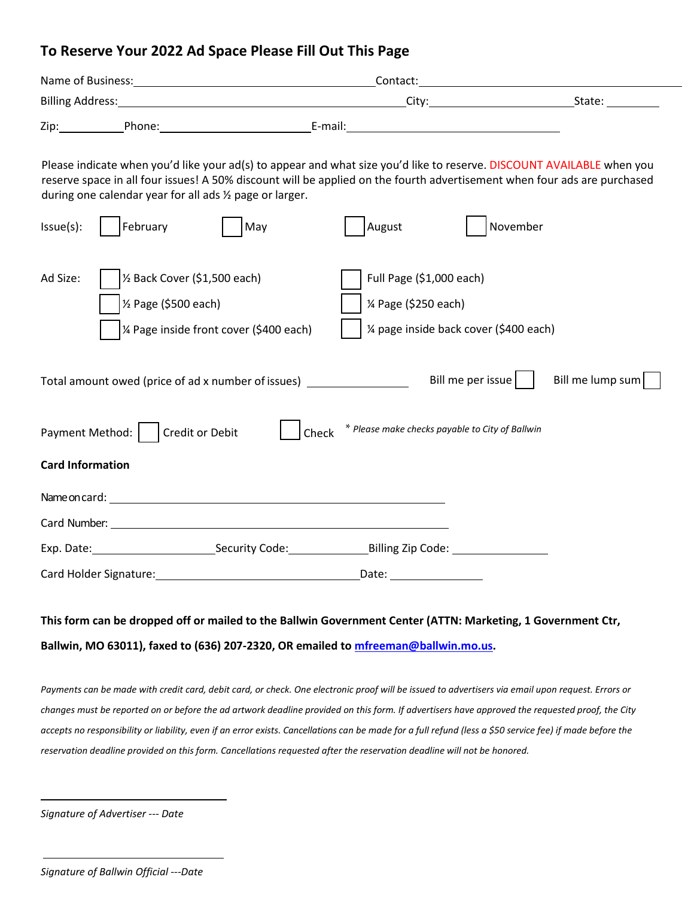## To Reserve Your 2022 Ad Space Please Fill Out This Page

Name of Business:______________________________ Contact:______________________________

Billing Address:______________________________ City:______________ State:________

Zip:__________ Phone:____________________ E-mail:______________________________

Please indicate when you'd like your ad(s) to appear and what size you'd like to reserve. DISCOUNT AVAILABLE when you reserve space in all four issues! A 50% discount will be applied on the fourth advertisement when four ads are purchased during one calendar year for all ads ½ page or larger.

Issue(s): ☐ February ☐ May ☐ August ☐ November

Ad Size:

- ☐ ½ Back Cover ($1,500 each)
- ☐ Full Page ($1,000 each)
- ☐ ½ Page ($500 each)
- ☐ ¼ Page ($250 each)
- ☐ ¼ Page inside front cover ($400 each)
- ☐ ¼ page inside back cover ($400 each)

Total amount owed (price of ad x number of issues) ______________ Bill me per issue ☐ Bill me lump sum ☐

Payment Method: ☐ Credit or Debit ☐ Check * *Please make checks payable to City of Ballwin*

**Card Information**

Name on card: ______________________________

Card Number: ______________________________

Exp. Date:______________ Security Code:__________ Billing Zip Code: ______________

Card Holder Signature:______________________ Date: ______________

**This form can be dropped off or mailed to the Ballwin Government Center (ATTN: Marketing, 1 Government Ctr, Ballwin, MO 63011), faxed to (636) 207-2320, OR emailed to mfreeman@ballwin.mo.us.**

*Payments can be made with credit card, debit card, or check. One electronic proof will be issued to advertisers via email upon request. Errors or changes must be reported on or before the ad artwork deadline provided on this form. If advertisers have approved the requested proof, the City accepts no responsibility or liability, even if an error exists. Cancellations can be made for a full refund (less a $50 service fee) if made before the reservation deadline provided on this form. Cancellations requested after the reservation deadline will not be honored.*

______________________________

*Signature of Advertiser --- Date*

______________________________

*Signature of Ballwin Official ---Date*